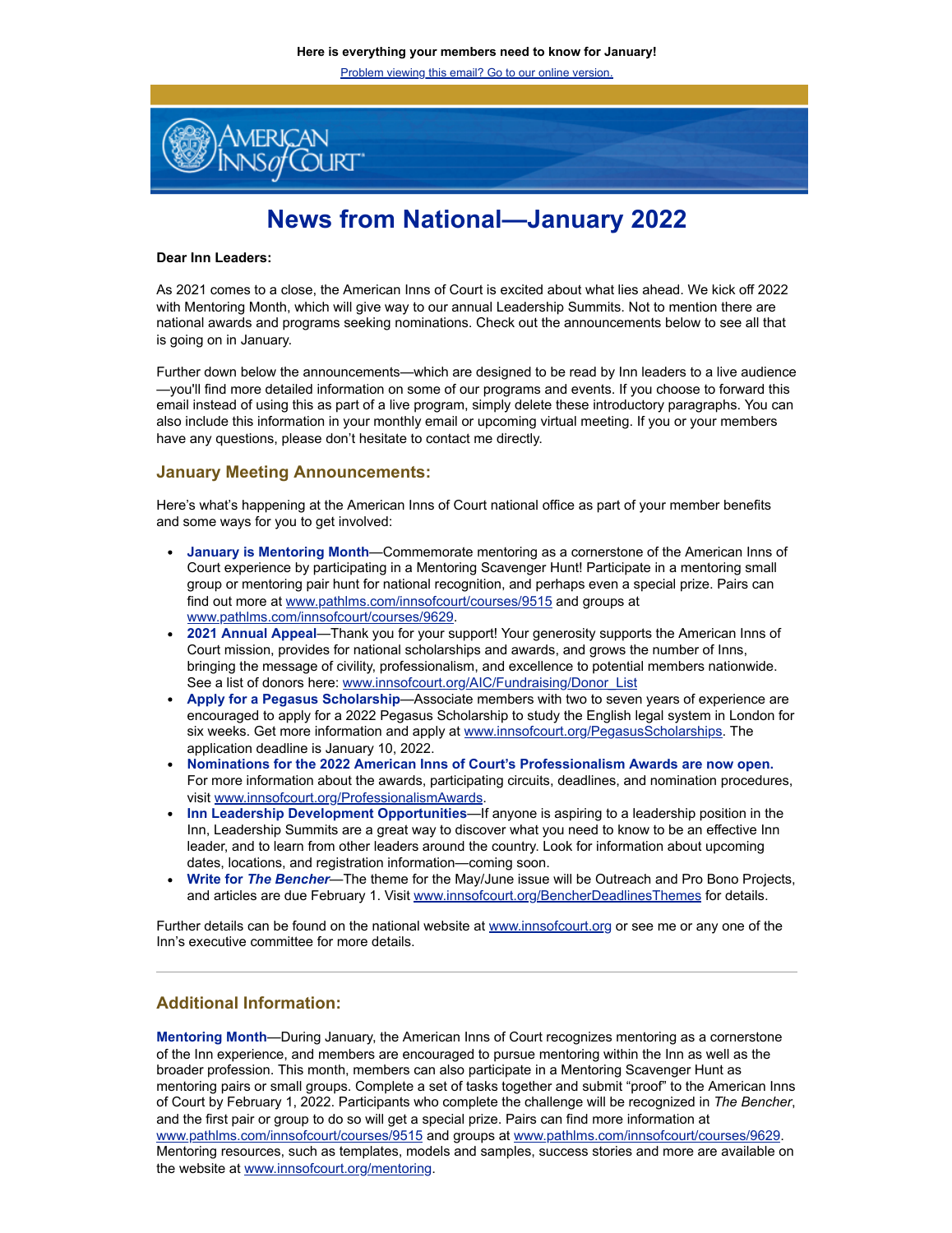**Here is everything your members need to know for January!**

[Problem viewing this email? Go to our online version.]

AMERICAN INNS of COURT

# News from National—January 2022

**Dear Inn Leaders:**

As 2021 comes to a close, the American Inns of Court is excited about what lies ahead. We kick off 2022 with Mentoring Month, which will give way to our annual Leadership Summits. Not to mention there are national awards and programs seeking nominations. Check out the announcements below to see all that is going on in January.

Further down below the announcements—which are designed to be read by Inn leaders to a live audience—you'll find more detailed information on some of our programs and events. If you choose to forward this email instead of using this as part of a live program, simply delete these introductory paragraphs. You can also include this information in your monthly email or upcoming virtual meeting. If you or your members have any questions, please don't hesitate to contact me directly.

## January Meeting Announcements:

Here's what's happening at the American Inns of Court national office as part of your member benefits and some ways for you to get involved:

- **January is Mentoring Month**—Commemorate mentoring as a cornerstone of the American Inns of Court experience by participating in a Mentoring Scavenger Hunt! Participate in a mentoring small group or mentoring pair hunt for national recognition, and perhaps even a special prize. Pairs can find out more at www.pathlms.com/innsofcourt/courses/9515 and groups at www.pathlms.com/innsofcourt/courses/9629.
- **2021 Annual Appeal**—Thank you for your support! Your generosity supports the American Inns of Court mission, provides for national scholarships and awards, and grows the number of Inns, bringing the message of civility, professionalism, and excellence to potential members nationwide. See a list of donors here: www.innsofcourt.org/AIC/Fundraising/Donor_List
- **Apply for a Pegasus Scholarship**—Associate members with two to seven years of experience are encouraged to apply for a 2022 Pegasus Scholarship to study the English legal system in London for six weeks. Get more information and apply at www.innsofcourt.org/PegasusScholarships. The application deadline is January 10, 2022.
- **Nominations for the 2022 American Inns of Court's Professionalism Awards are now open.** For more information about the awards, participating circuits, deadlines, and nomination procedures, visit www.innsofcourt.org/ProfessionalismAwards.
- **Inn Leadership Development Opportunities**—If anyone is aspiring to a leadership position in the Inn, Leadership Summits are a great way to discover what you need to know to be an effective Inn leader, and to learn from other leaders around the country. Look for information about upcoming dates, locations, and registration information—coming soon.
- **Write for *The Bencher***—The theme for the May/June issue will be Outreach and Pro Bono Projects, and articles are due February 1. Visit www.innsofcourt.org/BencherDeadlinesThemes for details.

Further details can be found on the national website at www.innsofcourt.org or see me or any one of the Inn's executive committee for more details.

---

## Additional Information:

**Mentoring Month**—During January, the American Inns of Court recognizes mentoring as a cornerstone of the Inn experience, and members are encouraged to pursue mentoring within the Inn as well as the broader profession. This month, members can also participate in a Mentoring Scavenger Hunt as mentoring pairs or small groups. Complete a set of tasks together and submit "proof" to the American Inns of Court by February 1, 2022. Participants who complete the challenge will be recognized in *The Bencher*, and the first pair or group to do so will get a special prize. Pairs can find more information at www.pathlms.com/innsofcourt/courses/9515 and groups at www.pathlms.com/innsofcourt/courses/9629. Mentoring resources, such as templates, models and samples, success stories and more are available on the website at www.innsofcourt.org/mentoring.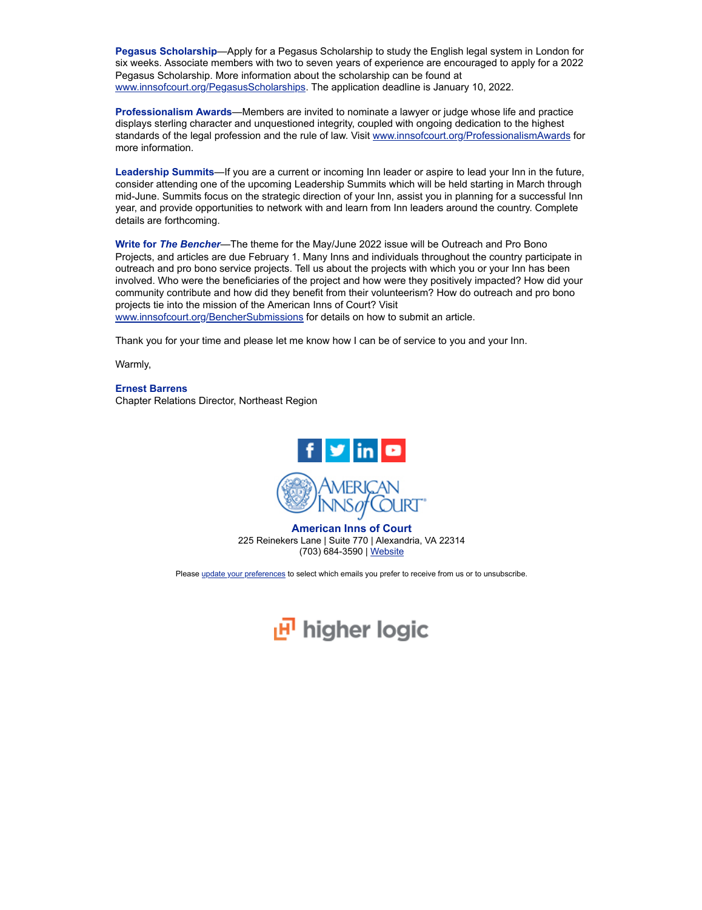**Pegasus Scholarship**—Apply for a Pegasus Scholarship to study the English legal system in London for six weeks. Associate members with two to seven years of experience are encouraged to apply for a 2022 Pegasus Scholarship. More information about the scholarship can be found at www.innsofcourt.org/PegasusScholarships. The application deadline is January 10, 2022.

**Professionalism Awards**—Members are invited to nominate a lawyer or judge whose life and practice displays sterling character and unquestioned integrity, coupled with ongoing dedication to the highest standards of the legal profession and the rule of law. Visit www.innsofcourt.org/ProfessionalismAwards for more information.

**Leadership Summits**—If you are a current or incoming Inn leader or aspire to lead your Inn in the future, consider attending one of the upcoming Leadership Summits which will be held starting in March through mid-June. Summits focus on the strategic direction of your Inn, assist you in planning for a successful Inn year, and provide opportunities to network with and learn from Inn leaders around the country. Complete details are forthcoming.

**Write for *The Bencher***—The theme for the May/June 2022 issue will be Outreach and Pro Bono Projects, and articles are due February 1. Many Inns and individuals throughout the country participate in outreach and pro bono service projects. Tell us about the projects with which you or your Inn has been involved. Who were the beneficiaries of the project and how were they positively impacted? How did your community contribute and how did they benefit from their volunteerism? How do outreach and pro bono projects tie into the mission of the American Inns of Court? Visit www.innsofcourt.org/BencherSubmissions for details on how to submit an article.

Thank you for your time and please let me know how I can be of service to you and your Inn.

Warmly,

**Ernest Barrens**
Chapter Relations Director, Northeast Region

**American Inns of Court**
225 Reinekers Lane | Suite 770 | Alexandria, VA 22314
(703) 684-3590 | Website

Please update your preferences to select which emails you prefer to receive from us or to unsubscribe.